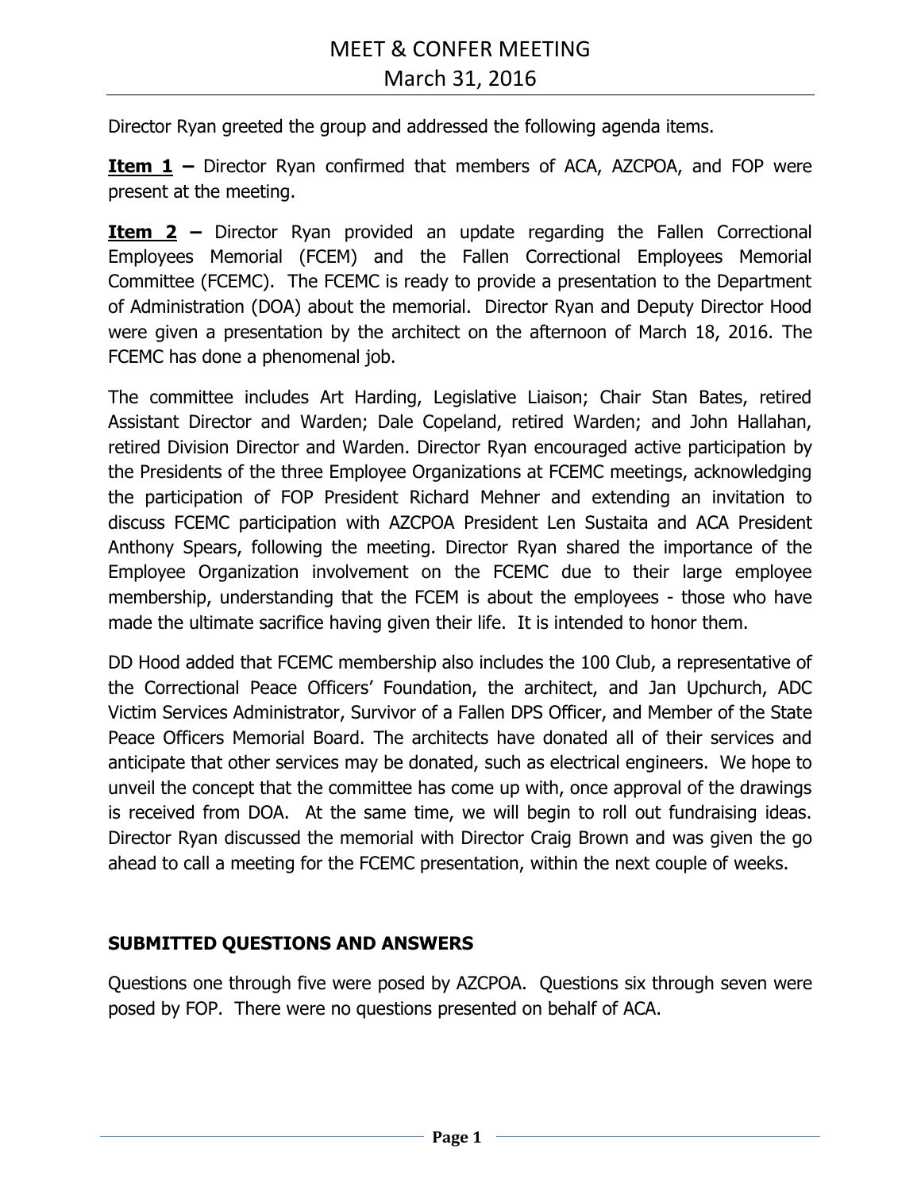# MEET & CONFER MEETING

## March 31, 2016

Director Ryan greeted the group and addressed the following agenda items.

**Item 1 –** Director Ryan confirmed that members of ACA, AZCPOA, and FOP were present at the meeting.

**Item 2 –** Director Ryan provided an update regarding the Fallen Correctional Employees Memorial (FCEM) and the Fallen Correctional Employees Memorial Committee (FCEMC). The FCEMC is ready to provide a presentation to the Department of Administration (DOA) about the memorial. Director Ryan and Deputy Director Hood were given a presentation by the architect on the afternoon of March 18, 2016. The FCEMC has done a phenomenal job.

The committee includes Art Harding, Legislative Liaison; Chair Stan Bates, retired Assistant Director and Warden; Dale Copeland, retired Warden; and John Hallahan, retired Division Director and Warden. Director Ryan encouraged active participation by the Presidents of the three Employee Organizations at FCEMC meetings, acknowledging the participation of FOP President Richard Mehner and extending an invitation to discuss FCEMC participation with AZCPOA President Len Sustaita and ACA President Anthony Spears, following the meeting. Director Ryan shared the importance of the Employee Organization involvement on the FCEMC due to their large employee membership, understanding that the FCEM is about the employees - those who have made the ultimate sacrifice having given their life. It is intended to honor them.

DD Hood added that FCEMC membership also includes the 100 Club, a representative of the Correctional Peace Officers' Foundation, the architect, and Jan Upchurch, ADC Victim Services Administrator, Survivor of a Fallen DPS Officer, and Member of the State Peace Officers Memorial Board. The architects have donated all of their services and anticipate that other services may be donated, such as electrical engineers. We hope to unveil the concept that the committee has come up with, once approval of the drawings is received from DOA. At the same time, we will begin to roll out fundraising ideas. Director Ryan discussed the memorial with Director Craig Brown and was given the go ahead to call a meeting for the FCEMC presentation, within the next couple of weeks.

### SUBMITTED QUESTIONS AND ANSWERS

Questions one through five were posed by AZCPOA. Questions six through seven were posed by FOP. There were no questions presented on behalf of ACA.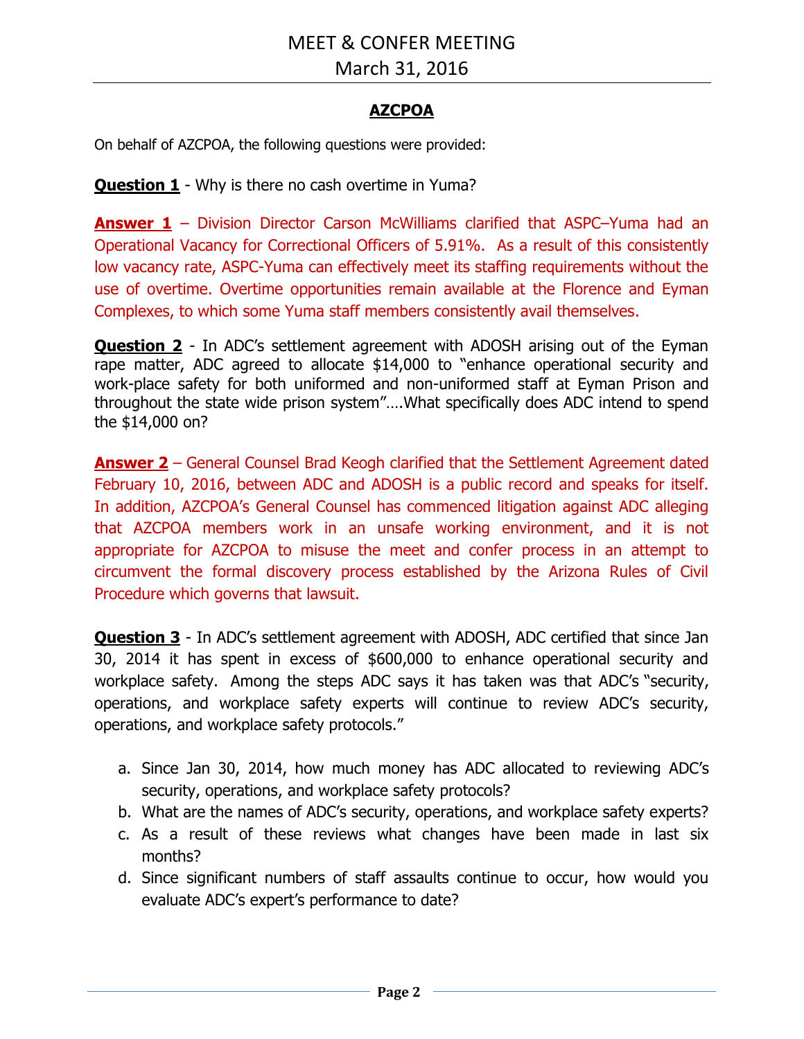## AZCPOA

On behalf of AZCPOA, the following questions were provided:

**Question 1** - Why is there no cash overtime in Yuma?

**Answer 1** – Division Director Carson McWilliams clarified that ASPC–Yuma had an Operational Vacancy for Correctional Officers of 5.91%. As a result of this consistently low vacancy rate, ASPC-Yuma can effectively meet its staffing requirements without the use of overtime. Overtime opportunities remain available at the Florence and Eyman Complexes, to which some Yuma staff members consistently avail themselves.

**Question 2** - In ADC's settlement agreement with ADOSH arising out of the Eyman rape matter, ADC agreed to allocate $14,000 to "enhance operational security and work-place safety for both uniformed and non-uniformed staff at Eyman Prison and throughout the state wide prison system"….What specifically does ADC intend to spend the $14,000 on?

**Answer 2** – General Counsel Brad Keogh clarified that the Settlement Agreement dated February 10, 2016, between ADC and ADOSH is a public record and speaks for itself. In addition, AZCPOA's General Counsel has commenced litigation against ADC alleging that AZCPOA members work in an unsafe working environment, and it is not appropriate for AZCPOA to misuse the meet and confer process in an attempt to circumvent the formal discovery process established by the Arizona Rules of Civil Procedure which governs that lawsuit.

**Question 3** - In ADC's settlement agreement with ADOSH, ADC certified that since Jan 30, 2014 it has spent in excess of $600,000 to enhance operational security and workplace safety. Among the steps ADC says it has taken was that ADC's "security, operations, and workplace safety experts will continue to review ADC's security, operations, and workplace safety protocols."

a. Since Jan 30, 2014, how much money has ADC allocated to reviewing ADC's security, operations, and workplace safety protocols?
b. What are the names of ADC's security, operations, and workplace safety experts?
c. As a result of these reviews what changes have been made in last six months?
d. Since significant numbers of staff assaults continue to occur, how would you evaluate ADC's expert's performance to date?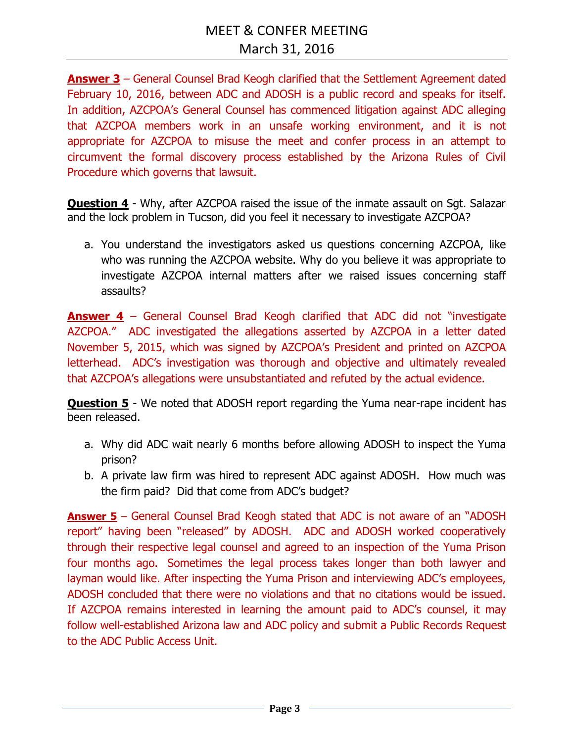**Answer 3** – General Counsel Brad Keogh clarified that the Settlement Agreement dated February 10, 2016, between ADC and ADOSH is a public record and speaks for itself. In addition, AZCPOA's General Counsel has commenced litigation against ADC alleging that AZCPOA members work in an unsafe working environment, and it is not appropriate for AZCPOA to misuse the meet and confer process in an attempt to circumvent the formal discovery process established by the Arizona Rules of Civil Procedure which governs that lawsuit.

**Question 4** - Why, after AZCPOA raised the issue of the inmate assault on Sgt. Salazar and the lock problem in Tucson, did you feel it necessary to investigate AZCPOA?

a. You understand the investigators asked us questions concerning AZCPOA, like who was running the AZCPOA website. Why do you believe it was appropriate to investigate AZCPOA internal matters after we raised issues concerning staff assaults?

**Answer 4** – General Counsel Brad Keogh clarified that ADC did not "investigate AZCPOA." ADC investigated the allegations asserted by AZCPOA in a letter dated November 5, 2015, which was signed by AZCPOA's President and printed on AZCPOA letterhead. ADC's investigation was thorough and objective and ultimately revealed that AZCPOA's allegations were unsubstantiated and refuted by the actual evidence.

**Question 5** - We noted that ADOSH report regarding the Yuma near-rape incident has been released.

a. Why did ADC wait nearly 6 months before allowing ADOSH to inspect the Yuma prison?
b. A private law firm was hired to represent ADC against ADOSH. How much was the firm paid? Did that come from ADC's budget?

**Answer 5** – General Counsel Brad Keogh stated that ADC is not aware of an "ADOSH report" having been "released" by ADOSH. ADC and ADOSH worked cooperatively through their respective legal counsel and agreed to an inspection of the Yuma Prison four months ago. Sometimes the legal process takes longer than both lawyer and layman would like. After inspecting the Yuma Prison and interviewing ADC's employees, ADOSH concluded that there were no violations and that no citations would be issued. If AZCPOA remains interested in learning the amount paid to ADC's counsel, it may follow well-established Arizona law and ADC policy and submit a Public Records Request to the ADC Public Access Unit.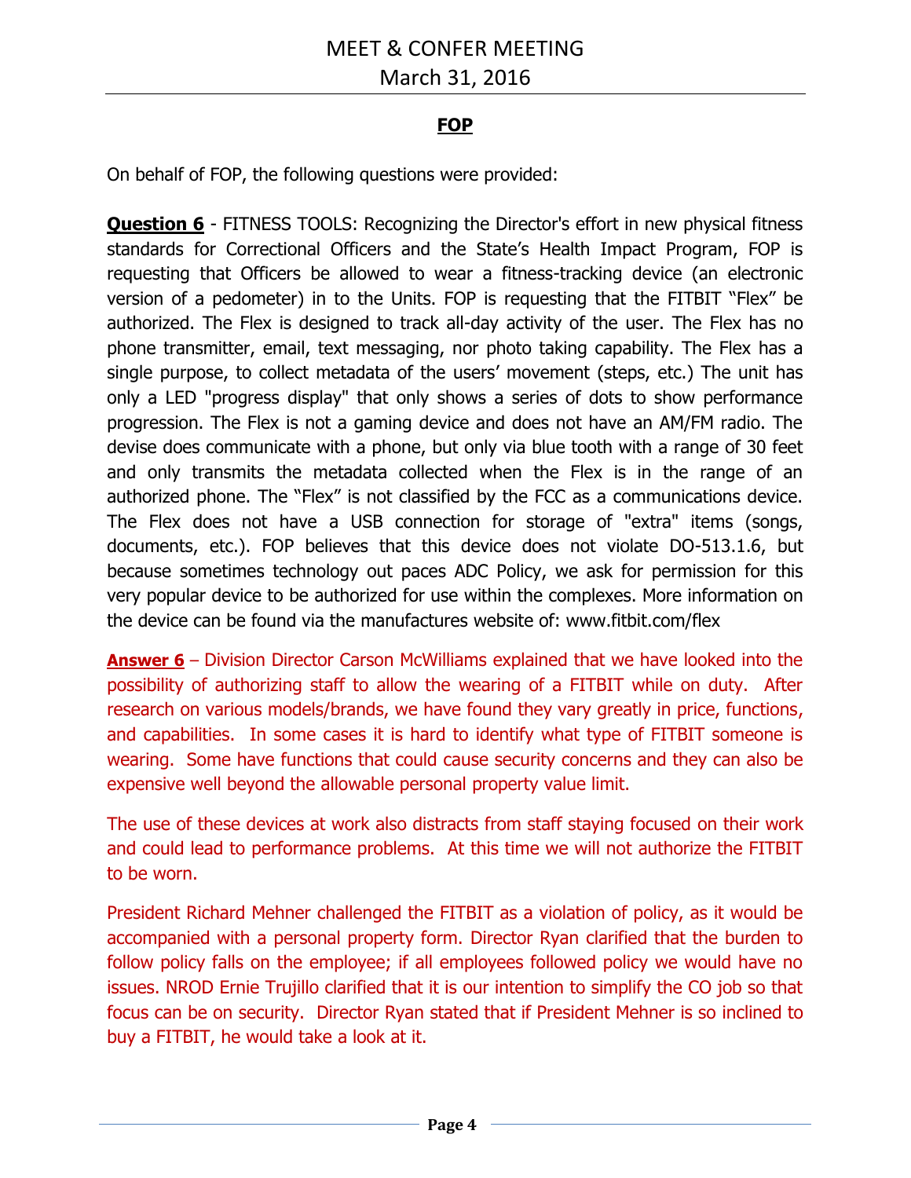## FOP

On behalf of FOP, the following questions were provided:

**Question 6** - FITNESS TOOLS: Recognizing the Director's effort in new physical fitness standards for Correctional Officers and the State's Health Impact Program, FOP is requesting that Officers be allowed to wear a fitness-tracking device (an electronic version of a pedometer) in to the Units. FOP is requesting that the FITBIT "Flex" be authorized. The Flex is designed to track all-day activity of the user. The Flex has no phone transmitter, email, text messaging, nor photo taking capability. The Flex has a single purpose, to collect metadata of the users' movement (steps, etc.) The unit has only a LED "progress display" that only shows a series of dots to show performance progression. The Flex is not a gaming device and does not have an AM/FM radio. The devise does communicate with a phone, but only via blue tooth with a range of 30 feet and only transmits the metadata collected when the Flex is in the range of an authorized phone. The "Flex" is not classified by the FCC as a communications device. The Flex does not have a USB connection for storage of "extra" items (songs, documents, etc.). FOP believes that this device does not violate DO-513.1.6, but because sometimes technology out paces ADC Policy, we ask for permission for this very popular device to be authorized for use within the complexes. More information on the device can be found via the manufactures website of: www.fitbit.com/flex

**Answer 6** – Division Director Carson McWilliams explained that we have looked into the possibility of authorizing staff to allow the wearing of a FITBIT while on duty. After research on various models/brands, we have found they vary greatly in price, functions, and capabilities. In some cases it is hard to identify what type of FITBIT someone is wearing. Some have functions that could cause security concerns and they can also be expensive well beyond the allowable personal property value limit.

The use of these devices at work also distracts from staff staying focused on their work and could lead to performance problems. At this time we will not authorize the FITBIT to be worn.

President Richard Mehner challenged the FITBIT as a violation of policy, as it would be accompanied with a personal property form. Director Ryan clarified that the burden to follow policy falls on the employee; if all employees followed policy we would have no issues. NROD Ernie Trujillo clarified that it is our intention to simplify the CO job so that focus can be on security. Director Ryan stated that if President Mehner is so inclined to buy a FITBIT, he would take a look at it.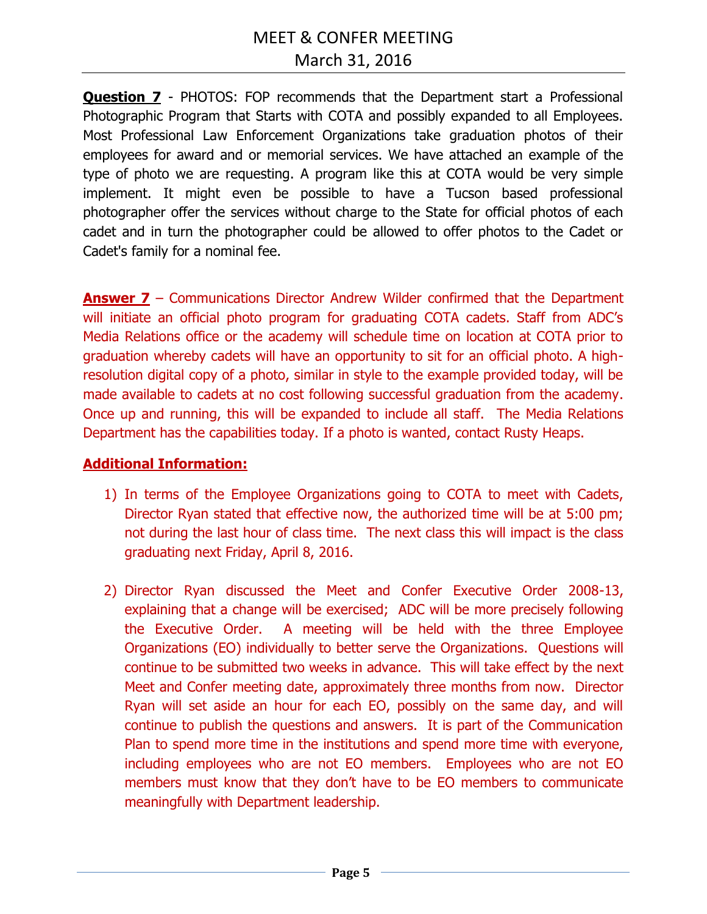**Question 7** - PHOTOS: FOP recommends that the Department start a Professional Photographic Program that Starts with COTA and possibly expanded to all Employees. Most Professional Law Enforcement Organizations take graduation photos of their employees for award and or memorial services. We have attached an example of the type of photo we are requesting. A program like this at COTA would be very simple implement. It might even be possible to have a Tucson based professional photographer offer the services without charge to the State for official photos of each cadet and in turn the photographer could be allowed to offer photos to the Cadet or Cadet's family for a nominal fee.

**Answer 7** – Communications Director Andrew Wilder confirmed that the Department will initiate an official photo program for graduating COTA cadets. Staff from ADC's Media Relations office or the academy will schedule time on location at COTA prior to graduation whereby cadets will have an opportunity to sit for an official photo. A high-resolution digital copy of a photo, similar in style to the example provided today, will be made available to cadets at no cost following successful graduation from the academy. Once up and running, this will be expanded to include all staff. The Media Relations Department has the capabilities today. If a photo is wanted, contact Rusty Heaps.

**Additional Information:**

1) In terms of the Employee Organizations going to COTA to meet with Cadets, Director Ryan stated that effective now, the authorized time will be at 5:00 pm; not during the last hour of class time. The next class this will impact is the class graduating next Friday, April 8, 2016.

2) Director Ryan discussed the Meet and Confer Executive Order 2008-13, explaining that a change will be exercised; ADC will be more precisely following the Executive Order. A meeting will be held with the three Employee Organizations (EO) individually to better serve the Organizations. Questions will continue to be submitted two weeks in advance. This will take effect by the next Meet and Confer meeting date, approximately three months from now. Director Ryan will set aside an hour for each EO, possibly on the same day, and will continue to publish the questions and answers. It is part of the Communication Plan to spend more time in the institutions and spend more time with everyone, including employees who are not EO members. Employees who are not EO members must know that they don't have to be EO members to communicate meaningfully with Department leadership.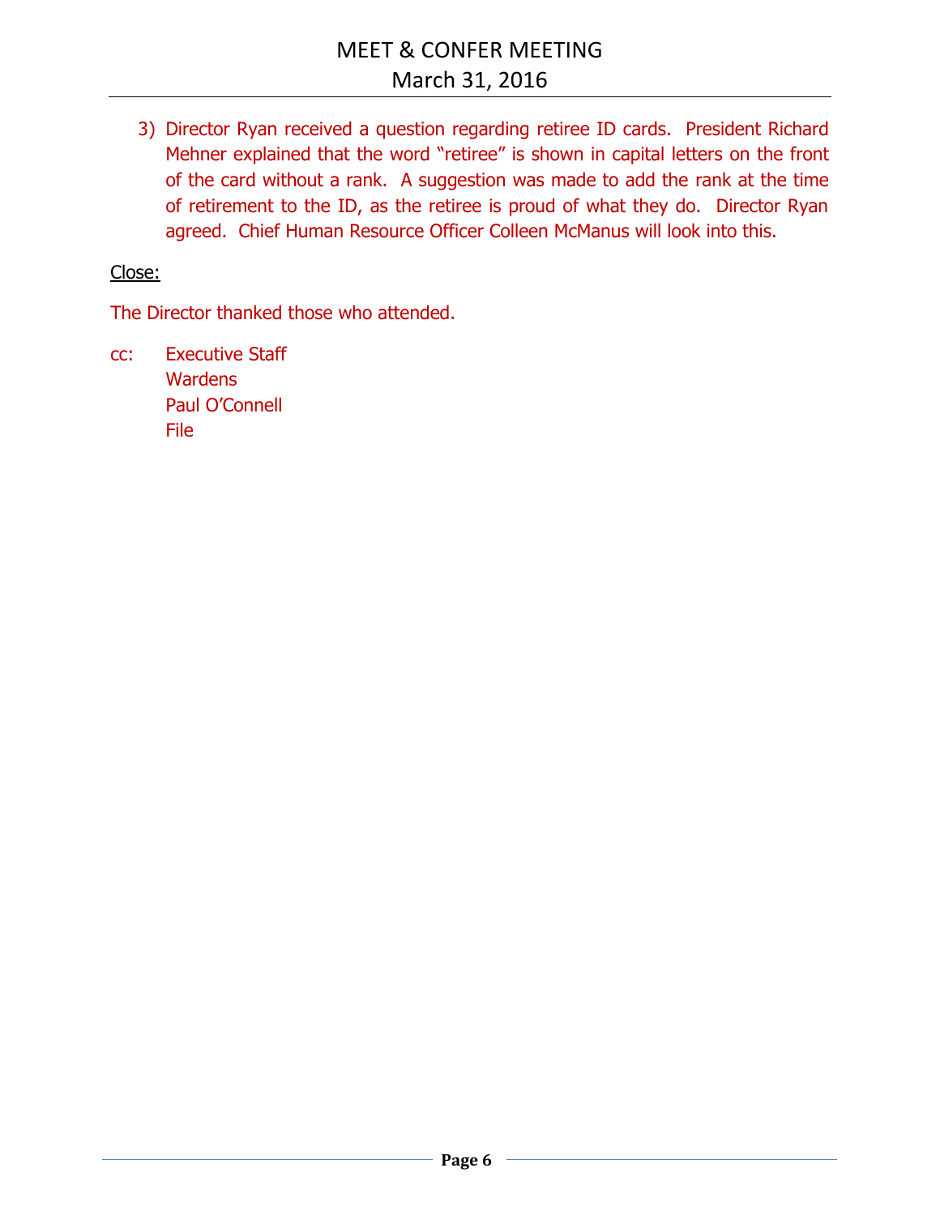3) Director Ryan received a question regarding retiree ID cards. President Richard Mehner explained that the word "retiree" is shown in capital letters on the front of the card without a rank. A suggestion was made to add the rank at the time of retirement to the ID, as the retiree is proud of what they do. Director Ryan agreed. Chief Human Resource Officer Colleen McManus will look into this.

Close:

The Director thanked those who attended.

cc: Executive Staff
Wardens
Paul O'Connell
File